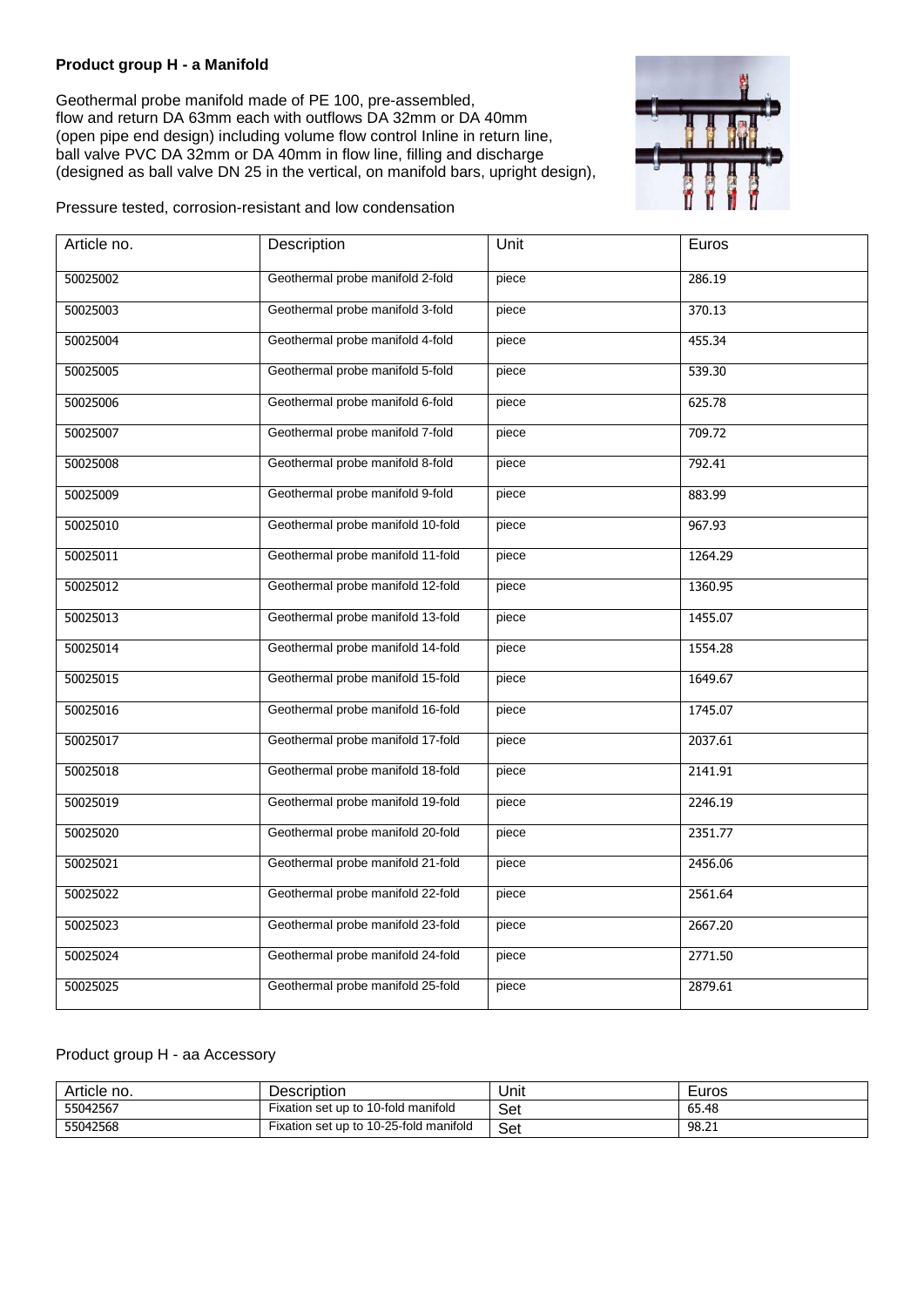**Product group H - a Manifold**

Geothermal probe manifold made of PE 100, pre-assembled,
flow and return DA 63mm each with outflows DA 32mm or DA 40mm
(open pipe end design) including volume flow control Inline in return line,
ball valve PVC DA 32mm or DA 40mm in flow line, filling and discharge
(designed as ball valve DN 25 in the vertical, on manifold bars, upright design),

Pressure tested, corrosion-resistant and low condensation

| Article no. | Description | Unit | Euros |
|---|---|---|---|
| 50025002 | Geothermal probe manifold 2-fold | piece | 286.19 |
| 50025003 | Geothermal probe manifold 3-fold | piece | 370.13 |
| 50025004 | Geothermal probe manifold 4-fold | piece | 455.34 |
| 50025005 | Geothermal probe manifold 5-fold | piece | 539.30 |
| 50025006 | Geothermal probe manifold 6-fold | piece | 625.78 |
| 50025007 | Geothermal probe manifold 7-fold | piece | 709.72 |
| 50025008 | Geothermal probe manifold 8-fold | piece | 792.41 |
| 50025009 | Geothermal probe manifold 9-fold | piece | 883.99 |
| 50025010 | Geothermal probe manifold 10-fold | piece | 967.93 |
| 50025011 | Geothermal probe manifold 11-fold | piece | 1264.29 |
| 50025012 | Geothermal probe manifold 12-fold | piece | 1360.95 |
| 50025013 | Geothermal probe manifold 13-fold | piece | 1455.07 |
| 50025014 | Geothermal probe manifold 14-fold | piece | 1554.28 |
| 50025015 | Geothermal probe manifold 15-fold | piece | 1649.67 |
| 50025016 | Geothermal probe manifold 16-fold | piece | 1745.07 |
| 50025017 | Geothermal probe manifold 17-fold | piece | 2037.61 |
| 50025018 | Geothermal probe manifold 18-fold | piece | 2141.91 |
| 50025019 | Geothermal probe manifold 19-fold | piece | 2246.19 |
| 50025020 | Geothermal probe manifold 20-fold | piece | 2351.77 |
| 50025021 | Geothermal probe manifold 21-fold | piece | 2456.06 |
| 50025022 | Geothermal probe manifold 22-fold | piece | 2561.64 |
| 50025023 | Geothermal probe manifold 23-fold | piece | 2667.20 |
| 50025024 | Geothermal probe manifold 24-fold | piece | 2771.50 |
| 50025025 | Geothermal probe manifold 25-fold | piece | 2879.61 |

Product group H - aa Accessory

| Article no. | Description | Unit | Euros |
|---|---|---|---|
| 55042567 | Fixation set up to 10-fold manifold | Set | 65.48 |
| 55042568 | Fixation set up to 10-25-fold manifold | Set | 98.21 |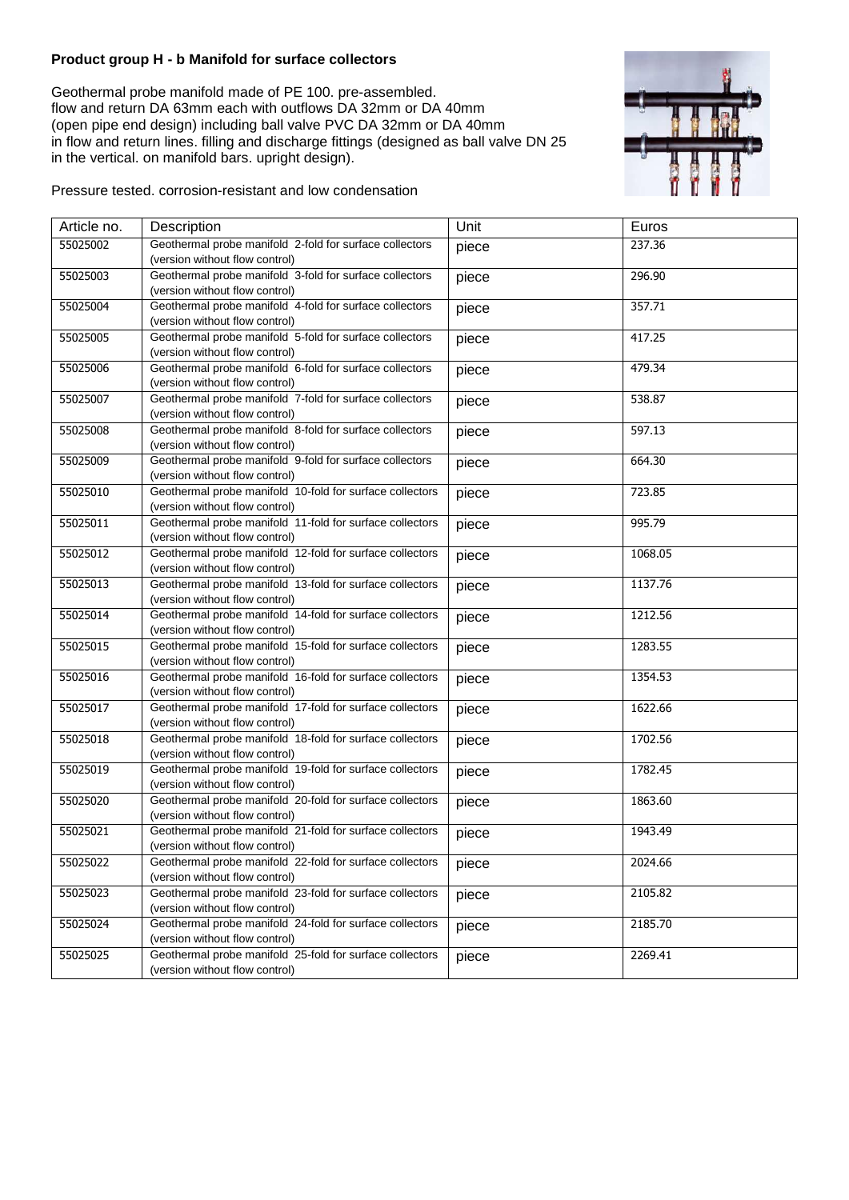**Product group H - b Manifold for surface collectors**

Geothermal probe manifold made of PE 100. pre-assembled.
flow and return DA 63mm each with outflows DA 32mm or DA 40mm
(open pipe end design) including ball valve PVC DA 32mm or DA 40mm
in flow and return lines. filling and discharge fittings (designed as ball valve DN 25
in the vertical. on manifold bars. upright design).

Pressure tested. corrosion-resistant and low condensation

| Article no. | Description | Unit | Euros |
|---|---|---|---|
| 55025002 | Geothermal probe manifold 2-fold for surface collectors (version without flow control) | piece | 237.36 |
| 55025003 | Geothermal probe manifold 3-fold for surface collectors (version without flow control) | piece | 296.90 |
| 55025004 | Geothermal probe manifold 4-fold for surface collectors (version without flow control) | piece | 357.71 |
| 55025005 | Geothermal probe manifold 5-fold for surface collectors (version without flow control) | piece | 417.25 |
| 55025006 | Geothermal probe manifold 6-fold for surface collectors (version without flow control) | piece | 479.34 |
| 55025007 | Geothermal probe manifold 7-fold for surface collectors (version without flow control) | piece | 538.87 |
| 55025008 | Geothermal probe manifold 8-fold for surface collectors (version without flow control) | piece | 597.13 |
| 55025009 | Geothermal probe manifold 9-fold for surface collectors (version without flow control) | piece | 664.30 |
| 55025010 | Geothermal probe manifold 10-fold for surface collectors (version without flow control) | piece | 723.85 |
| 55025011 | Geothermal probe manifold 11-fold for surface collectors (version without flow control) | piece | 995.79 |
| 55025012 | Geothermal probe manifold 12-fold for surface collectors (version without flow control) | piece | 1068.05 |
| 55025013 | Geothermal probe manifold 13-fold for surface collectors (version without flow control) | piece | 1137.76 |
| 55025014 | Geothermal probe manifold 14-fold for surface collectors (version without flow control) | piece | 1212.56 |
| 55025015 | Geothermal probe manifold 15-fold for surface collectors (version without flow control) | piece | 1283.55 |
| 55025016 | Geothermal probe manifold 16-fold for surface collectors (version without flow control) | piece | 1354.53 |
| 55025017 | Geothermal probe manifold 17-fold for surface collectors (version without flow control) | piece | 1622.66 |
| 55025018 | Geothermal probe manifold 18-fold for surface collectors (version without flow control) | piece | 1702.56 |
| 55025019 | Geothermal probe manifold 19-fold for surface collectors (version without flow control) | piece | 1782.45 |
| 55025020 | Geothermal probe manifold 20-fold for surface collectors (version without flow control) | piece | 1863.60 |
| 55025021 | Geothermal probe manifold 21-fold for surface collectors (version without flow control) | piece | 1943.49 |
| 55025022 | Geothermal probe manifold 22-fold for surface collectors (version without flow control) | piece | 2024.66 |
| 55025023 | Geothermal probe manifold 23-fold for surface collectors (version without flow control) | piece | 2105.82 |
| 55025024 | Geothermal probe manifold 24-fold for surface collectors (version without flow control) | piece | 2185.70 |
| 55025025 | Geothermal probe manifold 25-fold for surface collectors (version without flow control) | piece | 2269.41 |